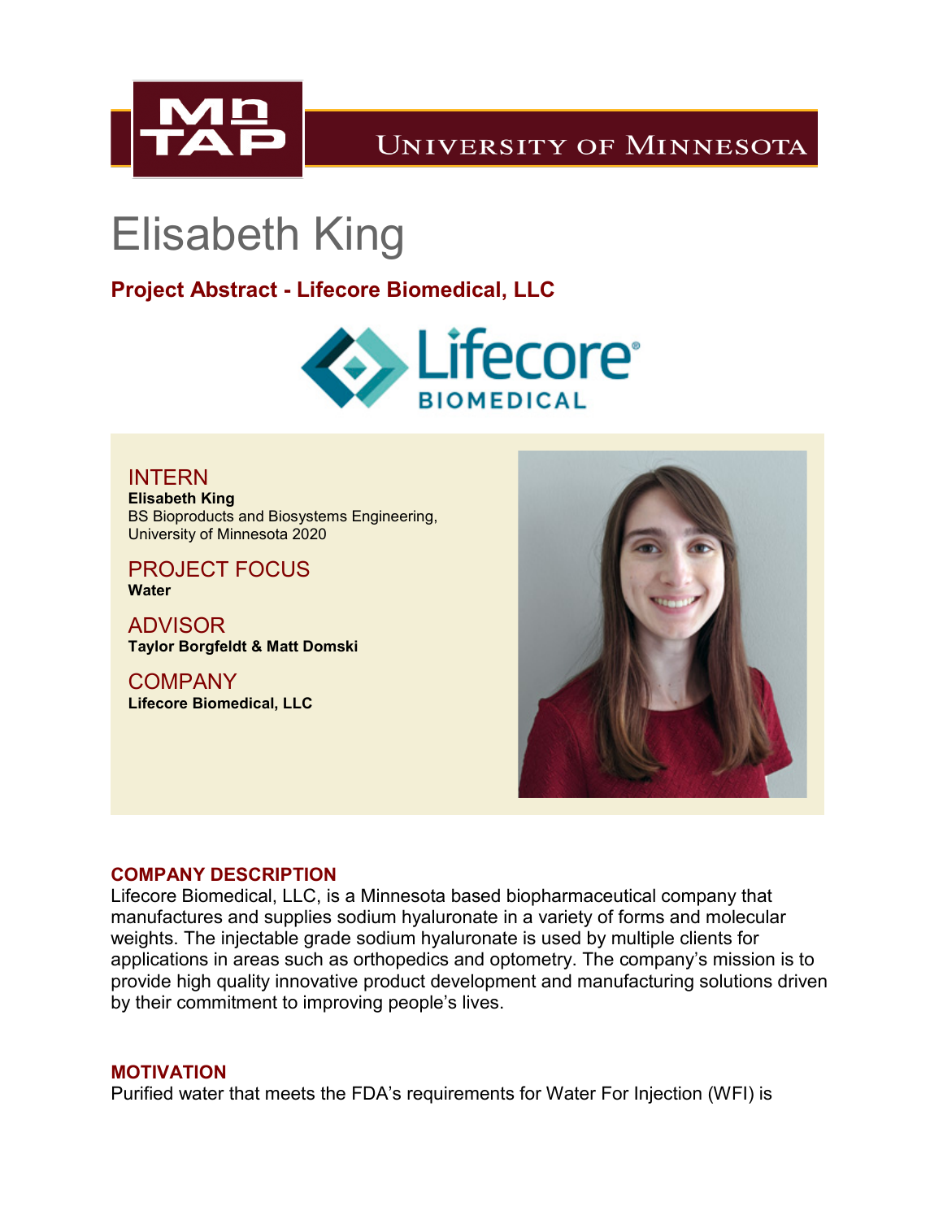# Elisabeth King

## Project Abstract - Lifecore Biomedical, LLC

INTERN
**Elisabeth King**
BS Bioproducts and Biosystems Engineering, University of Minnesota 2020

PROJECT FOCUS
**Water**

ADVISOR
**Taylor Borgfeldt & Matt Domski**

COMPANY
**Lifecore Biomedical, LLC**

### COMPANY DESCRIPTION

Lifecore Biomedical, LLC, is a Minnesota based biopharmaceutical company that manufactures and supplies sodium hyaluronate in a variety of forms and molecular weights. The injectable grade sodium hyaluronate is used by multiple clients for applications in areas such as orthopedics and optometry. The company's mission is to provide high quality innovative product development and manufacturing solutions driven by their commitment to improving people's lives.

### MOTIVATION

Purified water that meets the FDA's requirements for Water For Injection (WFI) is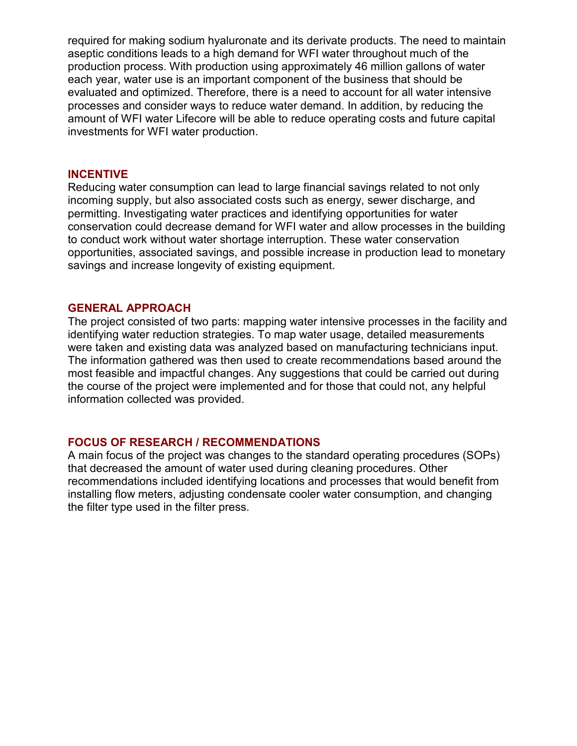required for making sodium hyaluronate and its derivate products. The need to maintain aseptic conditions leads to a high demand for WFI water throughout much of the production process. With production using approximately 46 million gallons of water each year, water use is an important component of the business that should be evaluated and optimized. Therefore, there is a need to account for all water intensive processes and consider ways to reduce water demand. In addition, by reducing the amount of WFI water Lifecore will be able to reduce operating costs and future capital investments for WFI water production.

## INCENTIVE

Reducing water consumption can lead to large financial savings related to not only incoming supply, but also associated costs such as energy, sewer discharge, and permitting. Investigating water practices and identifying opportunities for water conservation could decrease demand for WFI water and allow processes in the building to conduct work without water shortage interruption. These water conservation opportunities, associated savings, and possible increase in production lead to monetary savings and increase longevity of existing equipment.

## GENERAL APPROACH

The project consisted of two parts: mapping water intensive processes in the facility and identifying water reduction strategies. To map water usage, detailed measurements were taken and existing data was analyzed based on manufacturing technicians input. The information gathered was then used to create recommendations based around the most feasible and impactful changes. Any suggestions that could be carried out during the course of the project were implemented and for those that could not, any helpful information collected was provided.

## FOCUS OF RESEARCH / RECOMMENDATIONS

A main focus of the project was changes to the standard operating procedures (SOPs) that decreased the amount of water used during cleaning procedures. Other recommendations included identifying locations and processes that would benefit from installing flow meters, adjusting condensate cooler water consumption, and changing the filter type used in the filter press.